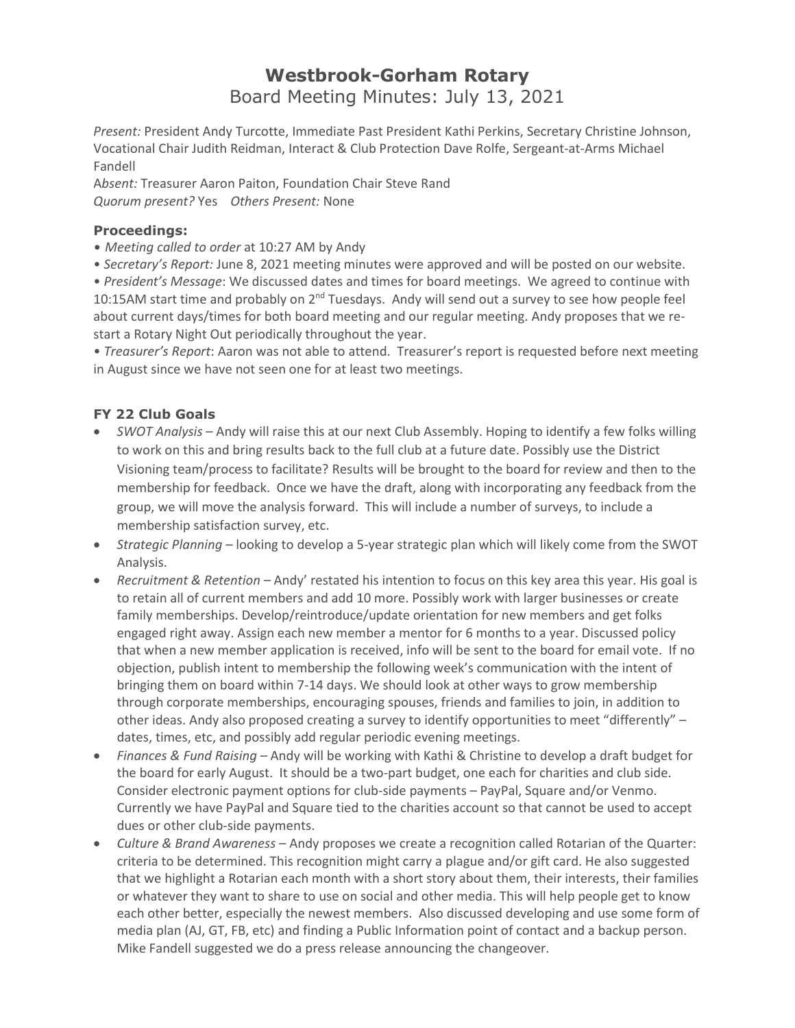# Westbrook-Gorham Rotary

Board Meeting Minutes: July 13, 2021

*Present:* President Andy Turcotte, Immediate Past President Kathi Perkins, Secretary Christine Johnson, Vocational Chair Judith Reidman, Interact & Club Protection Dave Rolfe, Sergeant-at-Arms Michael Fandell

A*bsent:* Treasurer Aaron Paiton, Foundation Chair Steve Rand

*Quorum present?* Yes *Others Present:* None

### Proceedings:

- *Meeting called to order* at 10:27 AM by Andy
- *Secretary's Report:* June 8, 2021 meeting minutes were approved and will be posted on our website.
- *President's Message*: We discussed dates and times for board meetings. We agreed to continue with 10:15AM start time and probably on 2nd Tuesdays. Andy will send out a survey to see how people feel about current days/times for both board meeting and our regular meeting. Andy proposes that we re-start a Rotary Night Out periodically throughout the year.
- *Treasurer's Report*: Aaron was not able to attend. Treasurer's report is requested before next meeting in August since we have not seen one for at least two meetings.

### FY 22 Club Goals

- *SWOT Analysis* – Andy will raise this at our next Club Assembly. Hoping to identify a few folks willing to work on this and bring results back to the full club at a future date. Possibly use the District Visioning team/process to facilitate? Results will be brought to the board for review and then to the membership for feedback. Once we have the draft, along with incorporating any feedback from the group, we will move the analysis forward. This will include a number of surveys, to include a membership satisfaction survey, etc.
- *Strategic Planning* – looking to develop a 5-year strategic plan which will likely come from the SWOT Analysis.
- *Recruitment & Retention* – Andy' restated his intention to focus on this key area this year. His goal is to retain all of current members and add 10 more. Possibly work with larger businesses or create family memberships. Develop/reintroduce/update orientation for new members and get folks engaged right away. Assign each new member a mentor for 6 months to a year. Discussed policy that when a new member application is received, info will be sent to the board for email vote. If no objection, publish intent to membership the following week's communication with the intent of bringing them on board within 7-14 days. We should look at other ways to grow membership through corporate memberships, encouraging spouses, friends and families to join, in addition to other ideas. Andy also proposed creating a survey to identify opportunities to meet "differently" – dates, times, etc, and possibly add regular periodic evening meetings.
- *Finances & Fund Raising* – Andy will be working with Kathi & Christine to develop a draft budget for the board for early August. It should be a two-part budget, one each for charities and club side. Consider electronic payment options for club-side payments – PayPal, Square and/or Venmo. Currently we have PayPal and Square tied to the charities account so that cannot be used to accept dues or other club-side payments.
- *Culture & Brand Awareness* – Andy proposes we create a recognition called Rotarian of the Quarter: criteria to be determined. This recognition might carry a plague and/or gift card. He also suggested that we highlight a Rotarian each month with a short story about them, their interests, their families or whatever they want to share to use on social and other media. This will help people get to know each other better, especially the newest members. Also discussed developing and use some form of media plan (AJ, GT, FB, etc) and finding a Public Information point of contact and a backup person. Mike Fandell suggested we do a press release announcing the changeover.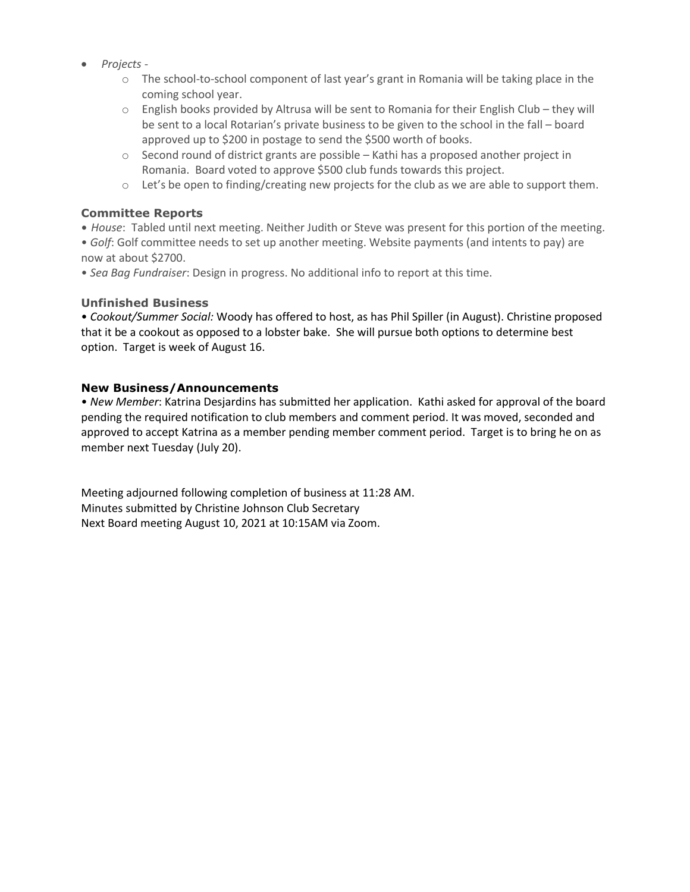- *Projects* -
    - The school-to-school component of last year's grant in Romania will be taking place in the coming school year.
    - English books provided by Altrusa will be sent to Romania for their English Club – they will be sent to a local Rotarian's private business to be given to the school in the fall – board approved up to $200 in postage to send the $500 worth of books.
    - Second round of district grants are possible – Kathi has a proposed another project in Romania. Board voted to approve $500 club funds towards this project.
    - Let's be open to finding/creating new projects for the club as we are able to support them.

### Committee Reports

• *House*: Tabled until next meeting. Neither Judith or Steve was present for this portion of the meeting.
• *Golf*: Golf committee needs to set up another meeting. Website payments (and intents to pay) are now at about $2700.
• *Sea Bag Fundraiser*: Design in progress. No additional info to report at this time.

### Unfinished Business

• *Cookout/Summer Social:* Woody has offered to host, as has Phil Spiller (in August). Christine proposed that it be a cookout as opposed to a lobster bake. She will pursue both options to determine best option. Target is week of August 16.

### New Business/Announcements

• *New Member*: Katrina Desjardins has submitted her application. Kathi asked for approval of the board pending the required notification to club members and comment period. It was moved, seconded and approved to accept Katrina as a member pending member comment period. Target is to bring he on as member next Tuesday (July 20).

Meeting adjourned following completion of business at 11:28 AM.
Minutes submitted by Christine Johnson Club Secretary
Next Board meeting August 10, 2021 at 10:15AM via Zoom.